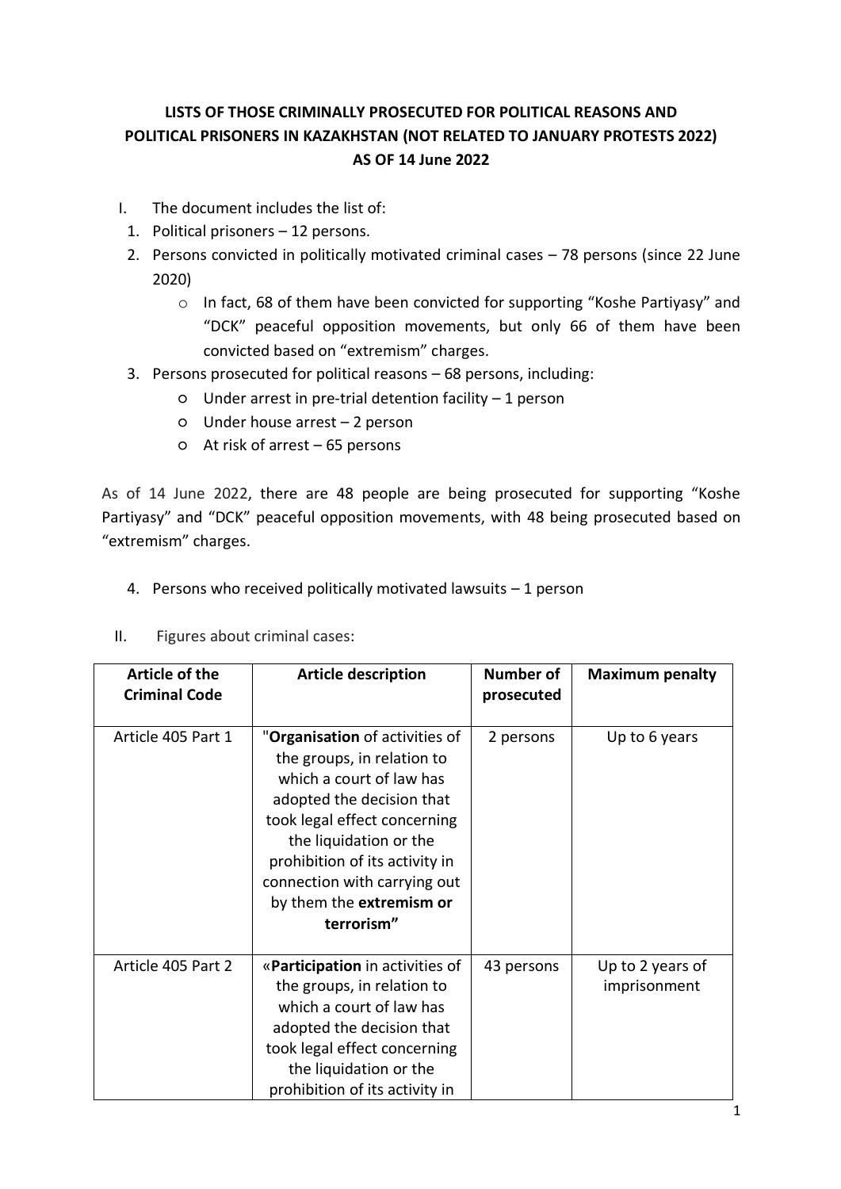# LISTS OF THOSE CRIMINALLY PROSECUTED FOR POLITICAL REASONS AND POLITICAL PRISONERS IN KAZAKHSTAN (NOT RELATED TO JANUARY PROTESTS 2022) AS OF 14 June 2022

I. The document includes the list of:

1. Political prisoners – 12 persons.
2. Persons convicted in politically motivated criminal cases – 78 persons (since 22 June 2020)
   - In fact, 68 of them have been convicted for supporting "Koshe Partiyasy" and "DCK" peaceful opposition movements, but only 66 of them have been convicted based on "extremism" charges.
3. Persons prosecuted for political reasons – 68 persons, including:
   - Under arrest in pre-trial detention facility – 1 person
   - Under house arrest – 2 person
   - At risk of arrest – 65 persons

As of 14 June 2022, there are 48 people are being prosecuted for supporting "Koshe Partiyasy" and "DCK" peaceful opposition movements, with 48 being prosecuted based on "extremism" charges.

4. Persons who received politically motivated lawsuits – 1 person

II. Figures about criminal cases:

| Article of the Criminal Code | Article description | Number of prosecuted | Maximum penalty |
|---|---|---|---|
| Article 405 Part 1 | "**Organisation** of activities of the groups, in relation to which a court of law has adopted the decision that took legal effect concerning the liquidation or the prohibition of its activity in connection with carrying out by them the **extremism or terrorism"** | 2 persons | Up to 6 years |
| Article 405 Part 2 | «**Participation** in activities of the groups, in relation to which a court of law has adopted the decision that took legal effect concerning the liquidation or the prohibition of its activity in | 43 persons | Up to 2 years of imprisonment |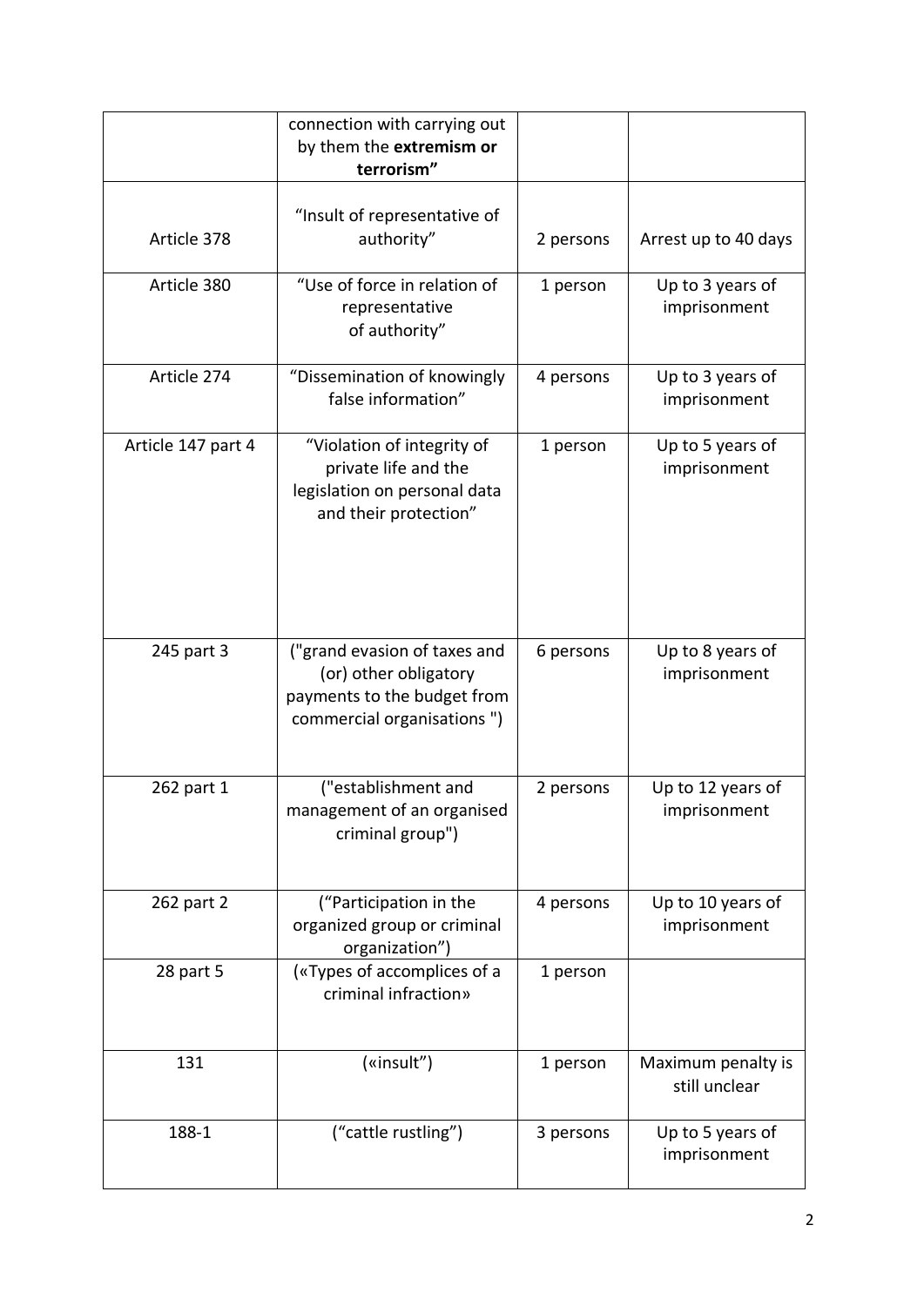| | | | |
|---|---|---|---|
| | connection with carrying out by them the **extremism or terrorism"** | | |
| Article 378 | "Insult of representative of authority" | 2 persons | Arrest up to 40 days |
| Article 380 | "Use of force in relation of representative of authority" | 1 person | Up to 3 years of imprisonment |
| Article 274 | "Dissemination of knowingly false information" | 4 persons | Up to 3 years of imprisonment |
| Article 147 part 4 | "Violation of integrity of private life and the legislation on personal data and their protection" | 1 person | Up to 5 years of imprisonment |
| 245 part 3 | ("grand evasion of taxes and (or) other obligatory payments to the budget from commercial organisations ") | 6 persons | Up to 8 years of imprisonment |
| 262 part 1 | ("establishment and management of an organised criminal group") | 2 persons | Up to 12 years of imprisonment |
| 262 part 2 | ("Participation in the organized group or criminal organization") | 4 persons | Up to 10 years of imprisonment |
| 28 part 5 | («Types of accomplices of a criminal infraction» | 1 person | |
| 131 | («insult") | 1 person | Maximum penalty is still unclear |
| 188-1 | ("cattle rustling") | 3 persons | Up to 5 years of imprisonment |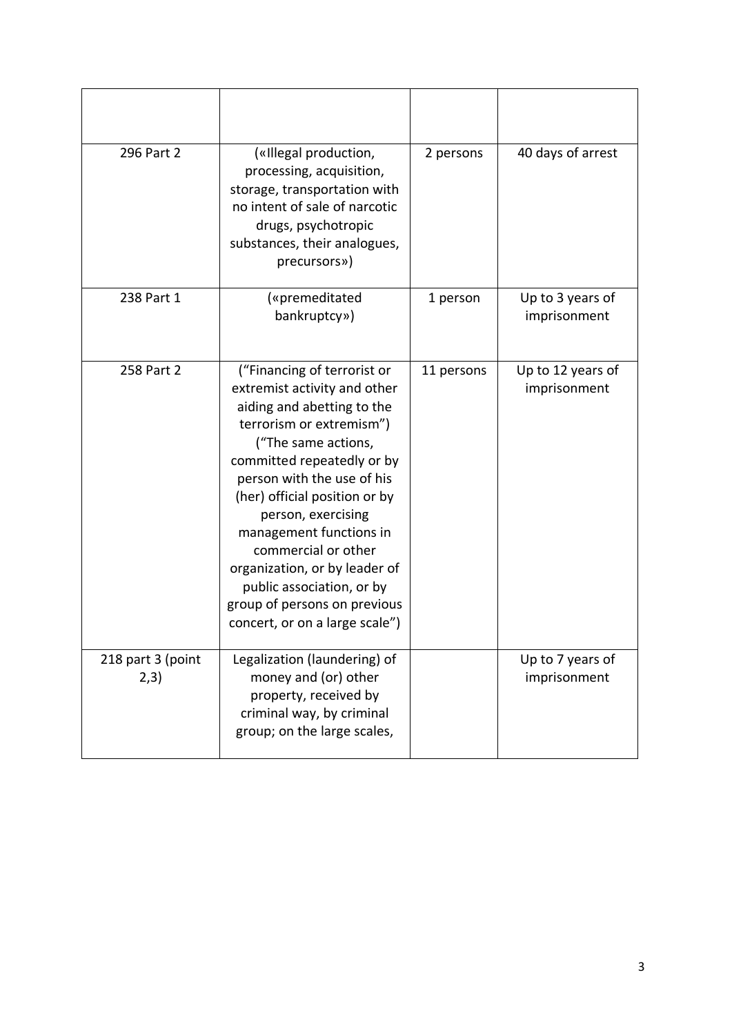|  |  |  |  |
|---|---|---|---|
| 296 Part 2 | («Illegal production, processing, acquisition, storage, transportation with no intent of sale of narcotic drugs, psychotropic substances, their analogues, precursors») | 2 persons | 40 days of arrest |
| 238 Part 1 | («premeditated bankruptcy») | 1 person | Up to 3 years of imprisonment |
| 258 Part 2 | ("Financing of terrorist or extremist activity and other aiding and abetting to the terrorism or extremism") ("The same actions, committed repeatedly or by person with the use of his (her) official position or by person, exercising management functions in commercial or other organization, or by leader of public association, or by group of persons on previous concert, or on a large scale") | 11 persons | Up to 12 years of imprisonment |
| 218 part 3 (point 2,3) | Legalization (laundering) of money and (or) other property, received by criminal way, by criminal group; on the large scales, |  | Up to 7 years of imprisonment |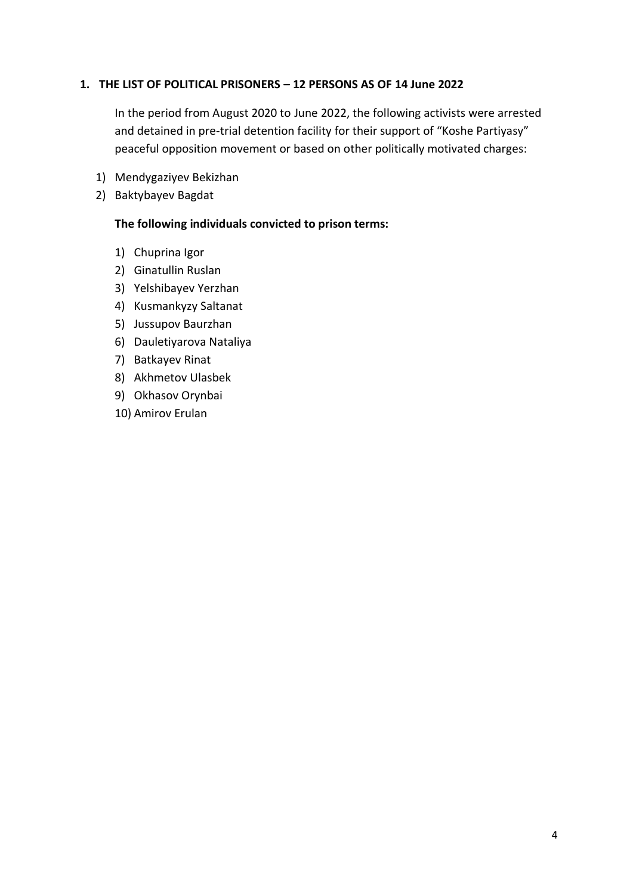## 1. THE LIST OF POLITICAL PRISONERS – 12 PERSONS AS OF 14 June 2022

In the period from August 2020 to June 2022, the following activists were arrested and detained in pre-trial detention facility for their support of "Koshe Partiyasy" peaceful opposition movement or based on other politically motivated charges:

1) Mendygaziyev Bekizhan
2) Baktybayev Bagdat

**The following individuals convicted to prison terms:**

1) Chuprina Igor
2) Ginatullin Ruslan
3) Yelshibayev Yerzhan
4) Kusmankyzy Saltanat
5) Jussupov Baurzhan
6) Dauletiyarova Nataliya
7) Batkayev Rinat
8) Akhmetov Ulasbek
9) Okhasov Orynbai
10) Amirov Erulan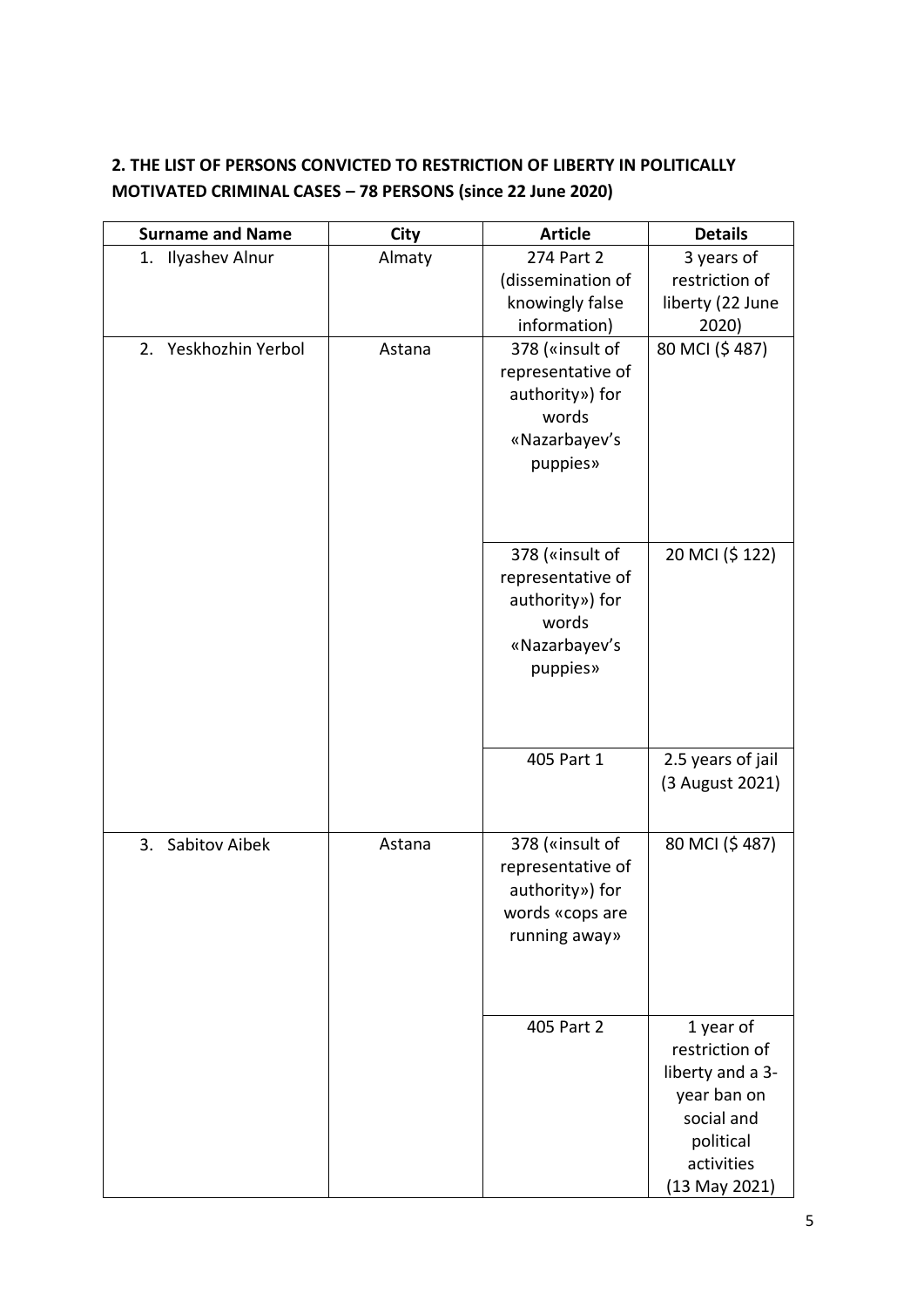**2. THE LIST OF PERSONS CONVICTED TO RESTRICTION OF LIBERTY IN POLITICALLY MOTIVATED CRIMINAL CASES – 78 PERSONS (since 22 June 2020)**

| Surname and Name | City | Article | Details |
|---|---|---|---|
| 1. Ilyashev Alnur | Almaty | 274 Part 2 (dissemination of knowingly false information) | 3 years of restriction of liberty (22 June 2020) |
| 2. Yeskhozhin Yerbol | Astana | 378 («insult of representative of authority») for words «Nazarbayev's puppies» | 80 MCI ($ 487) |
| | | 378 («insult of representative of authority») for words «Nazarbayev's puppies» | 20 MCI ($ 122) |
| | | 405 Part 1 | 2.5 years of jail (3 August 2021) |
| 3. Sabitov Aibek | Astana | 378 («insult of representative of authority») for words «cops are running away» | 80 MCI ($ 487) |
| | | 405 Part 2 | 1 year of restriction of liberty and a 3-year ban on social and political activities (13 May 2021) |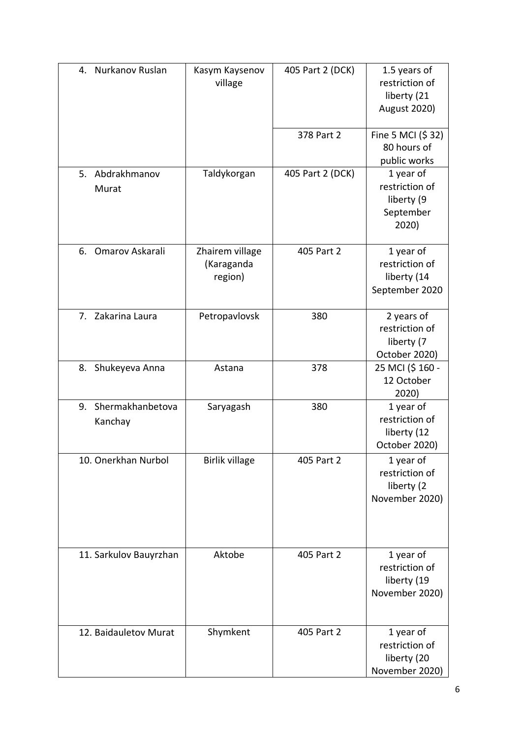| 4. Nurkanov Ruslan | Kasym Kaysenov village | 405 Part 2 (DCK) | 1.5 years of restriction of liberty (21 August 2020) |
|---|---|---|---|
| | | 378 Part 2 | Fine 5 MCI ($ 32) 80 hours of public works |
| 5. Abdrakhmanov Murat | Taldykorgan | 405 Part 2 (DCK) | 1 year of restriction of liberty (9 September 2020) |
| 6. Omarov Askarali | Zhairem village (Karaganda region) | 405 Part 2 | 1 year of restriction of liberty (14 September 2020 |
| 7. Zakarina Laura | Petropavlovsk | 380 | 2 years of restriction of liberty (7 October 2020) |
| 8. Shukeyeva Anna | Astana | 378 | 25 MCI ($ 160 - 12 October 2020) |
| 9. Shermakhanbetova Kanchay | Saryagash | 380 | 1 year of restriction of liberty (12 October 2020) |
| 10. Onerkhan Nurbol | Birlik village | 405 Part 2 | 1 year of restriction of liberty (2 November 2020) |
| 11. Sarkulov Bauyrzhan | Aktobe | 405 Part 2 | 1 year of restriction of liberty (19 November 2020) |
| 12. Baidauletov Murat | Shymkent | 405 Part 2 | 1 year of restriction of liberty (20 November 2020) |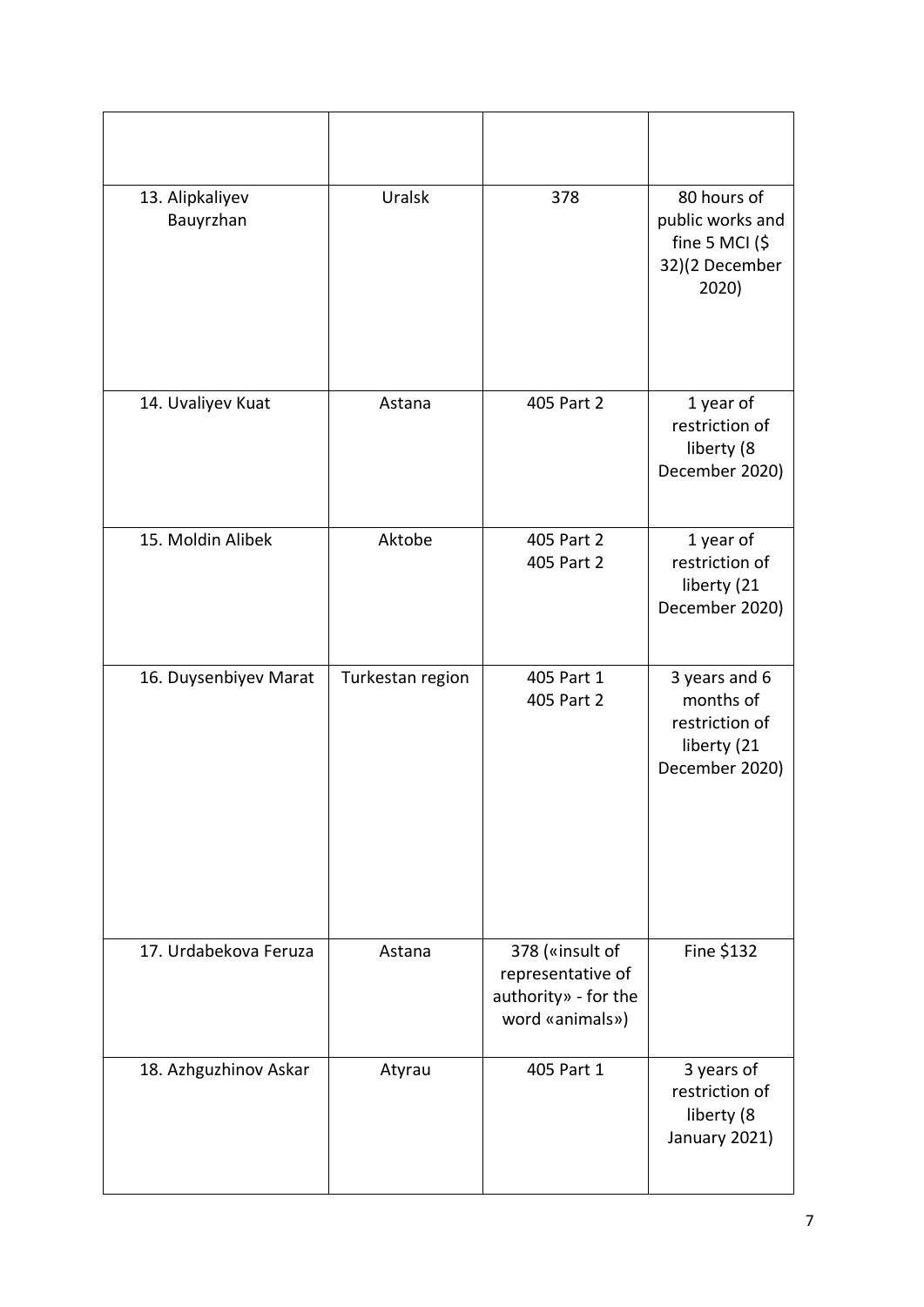| | | | |
|---|---|---|---|
| 13. Alipkaliyev Bauyrzhan | Uralsk | 378 | 80 hours of public works and fine 5 MCI ($ 32)(2 December 2020) |
| 14. Uvaliyev Kuat | Astana | 405 Part 2 | 1 year of restriction of liberty (8 December 2020) |
| 15. Moldin Alibek | Aktobe | 405 Part 2<br>405 Part 2 | 1 year of restriction of liberty (21 December 2020) |
| 16. Duysenbiyev Marat | Turkestan region | 405 Part 1<br>405 Part 2 | 3 years and 6 months of restriction of liberty (21 December 2020) |
| 17. Urdabekova Feruza | Astana | 378 («insult of representative of authority» - for the word «animals») | Fine $132 |
| 18. Azhguzhinov Askar | Atyrau | 405 Part 1 | 3 years of restriction of liberty (8 January 2021) |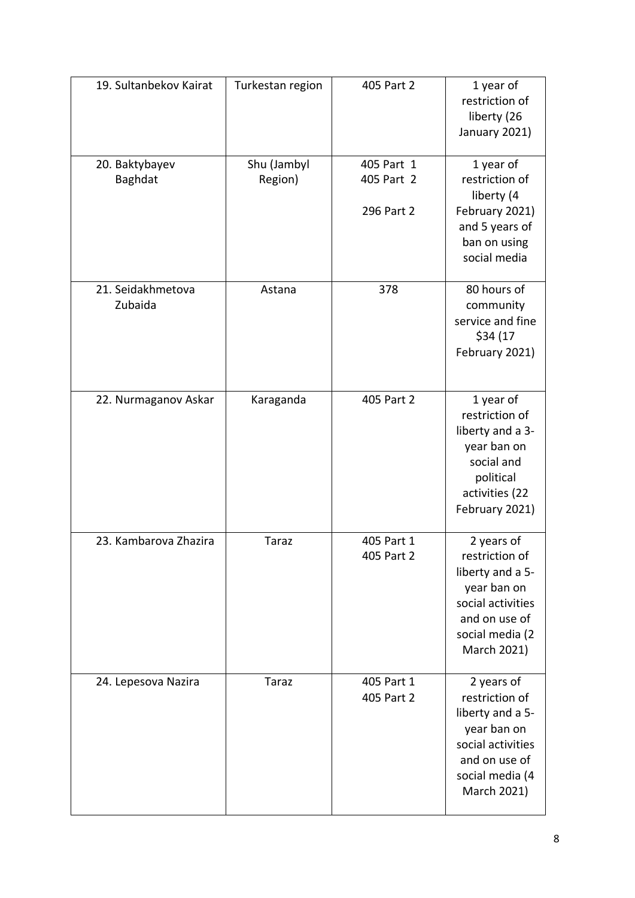| | | | |
|---|---|---|---|
| 19. Sultanbekov Kairat | Turkestan region | 405 Part 2 | 1 year of restriction of liberty (26 January 2021) |
| 20. Baktybayev Baghdat | Shu (Jambyl Region) | 405 Part 1<br>405 Part 2<br>296 Part 2 | 1 year of restriction of liberty (4 February 2021) and 5 years of ban on using social media |
| 21. Seidakhmetova Zubaida | Astana | 378 | 80 hours of community service and fine $34 (17 February 2021) |
| 22. Nurmaganov Askar | Karaganda | 405 Part 2 | 1 year of restriction of liberty and a 3-year ban on social and political activities (22 February 2021) |
| 23. Kambarova Zhazira | Taraz | 405 Part 1<br>405 Part 2 | 2 years of restriction of liberty and a 5-year ban on social activities and on use of social media (2 March 2021) |
| 24. Lepesova Nazira | Taraz | 405 Part 1<br>405 Part 2 | 2 years of restriction of liberty and a 5-year ban on social activities and on use of social media (4 March 2021) |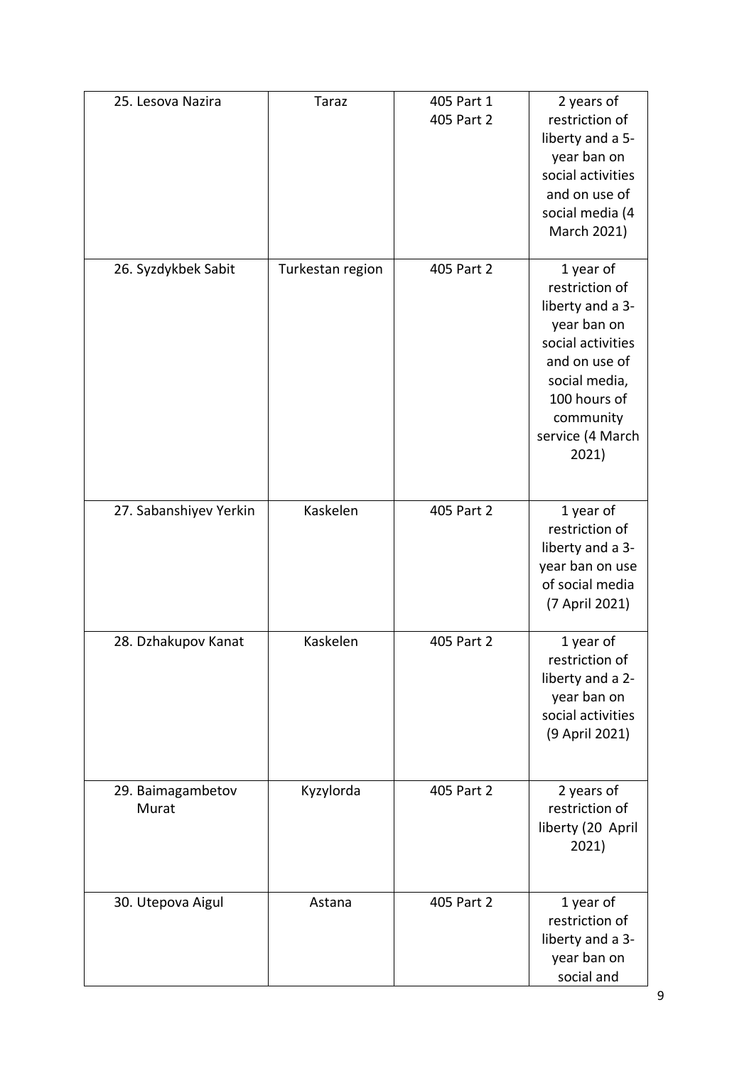| 25. Lesova Nazira | Taraz | 405 Part 1<br>405 Part 2 | 2 years of restriction of liberty and a 5-year ban on social activities and on use of social media (4 March 2021) |
|---|---|---|---|
| 26. Syzdykbek Sabit | Turkestan region | 405 Part 2 | 1 year of restriction of liberty and a 3-year ban on social activities and on use of social media, 100 hours of community service (4 March 2021) |
| 27. Sabanshiyev Yerkin | Kaskelen | 405 Part 2 | 1 year of restriction of liberty and a 3-year ban on use of social media (7 April 2021) |
| 28. Dzhakupov Kanat | Kaskelen | 405 Part 2 | 1 year of restriction of liberty and a 2-year ban on social activities (9 April 2021) |
| 29. Baimagambetov Murat | Kyzylorda | 405 Part 2 | 2 years of restriction of liberty (20 April 2021) |
| 30. Utepova Aigul | Astana | 405 Part 2 | 1 year of restriction of liberty and a 3-year ban on social and |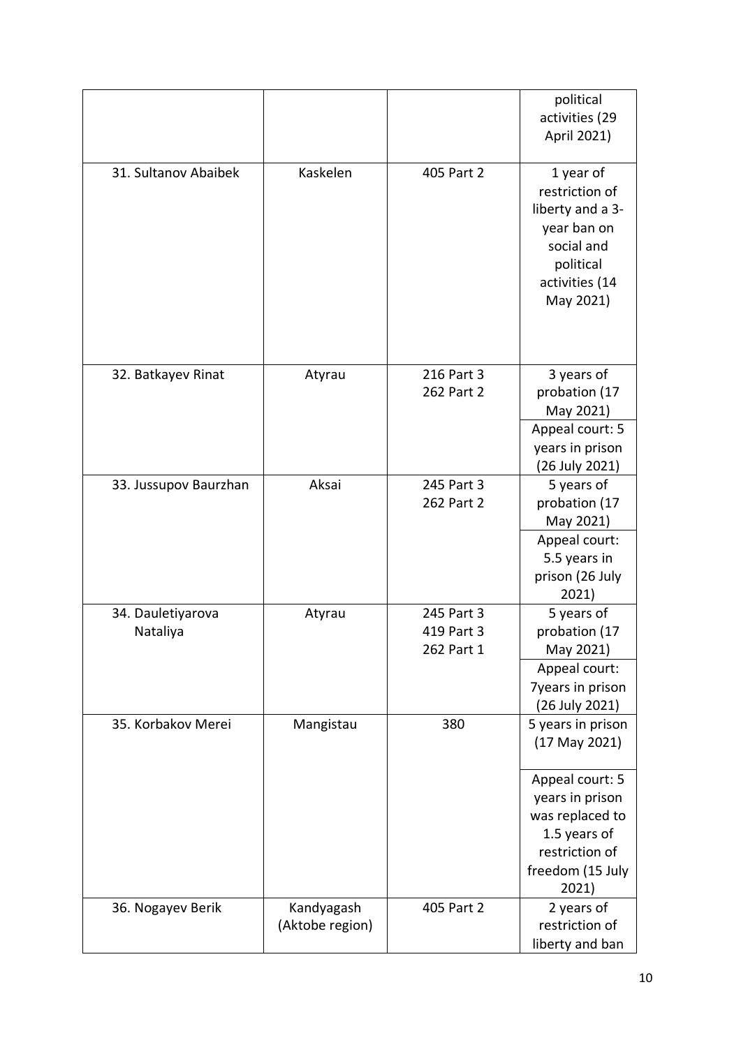| | | | |
|---|---|---|---|
| | | | political activities (29 April 2021) |
| 31. Sultanov Abaibek | Kaskelen | 405 Part 2 | 1 year of restriction of liberty and a 3-year ban on social and political activities (14 May 2021) |
| 32. Batkayev Rinat | Atyrau | 216 Part 3<br>262 Part 2 | 3 years of probation (17 May 2021)<br>Appeal court: 5 years in prison (26 July 2021) |
| 33. Jussupov Baurzhan | Aksai | 245 Part 3<br>262 Part 2 | 5 years of probation (17 May 2021)<br>Appeal court: 5.5 years in prison (26 July 2021) |
| 34. Dauletiyarova Nataliya | Atyrau | 245 Part 3<br>419 Part 3<br>262 Part 1 | 5 years of probation (17 May 2021)<br>Appeal court: 7years in prison (26 July 2021) |
| 35. Korbakov Merei | Mangistau | 380 | 5 years in prison (17 May 2021)<br>Appeal court: 5 years in prison was replaced to 1.5 years of restriction of freedom (15 July 2021) |
| 36. Nogayev Berik | Kandyagash (Aktobe region) | 405 Part 2 | 2 years of restriction of liberty and ban |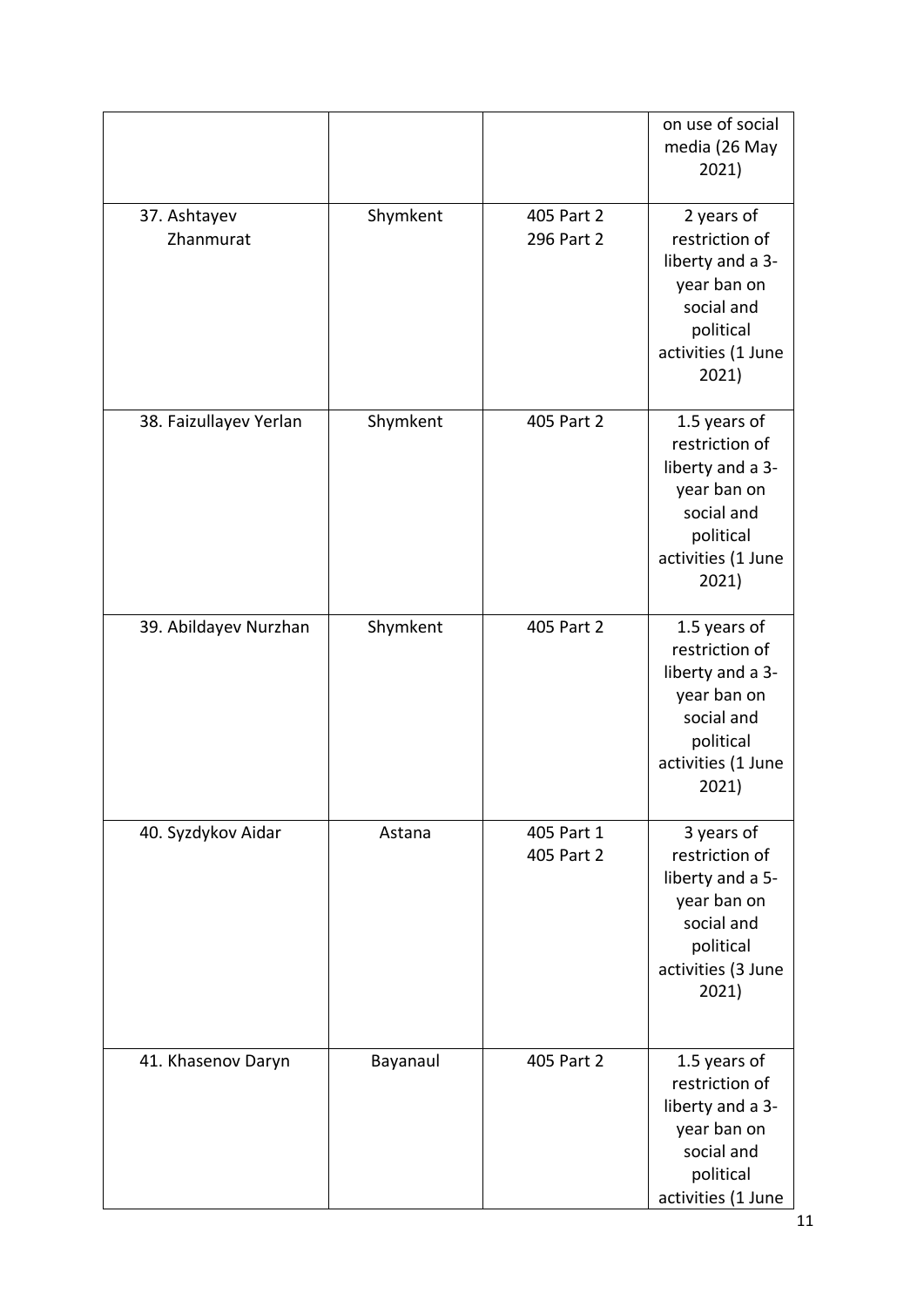|  |  |  | on use of social media (26 May 2021) |
|---|---|---|---|
| 37. Ashtayev Zhanmurat | Shymkent | 405 Part 2<br>296 Part 2 | 2 years of restriction of liberty and a 3-year ban on social and political activities (1 June 2021) |
| 38. Faizullayev Yerlan | Shymkent | 405 Part 2 | 1.5 years of restriction of liberty and a 3-year ban on social and political activities (1 June 2021) |
| 39. Abildayev Nurzhan | Shymkent | 405 Part 2 | 1.5 years of restriction of liberty and a 3-year ban on social and political activities (1 June 2021) |
| 40. Syzdykov Aidar | Astana | 405 Part 1<br>405 Part 2 | 3 years of restriction of liberty and a 5-year ban on social and political activities (3 June 2021) |
| 41. Khasenov Daryn | Bayanaul | 405 Part 2 | 1.5 years of restriction of liberty and a 3-year ban on social and political activities (1 June |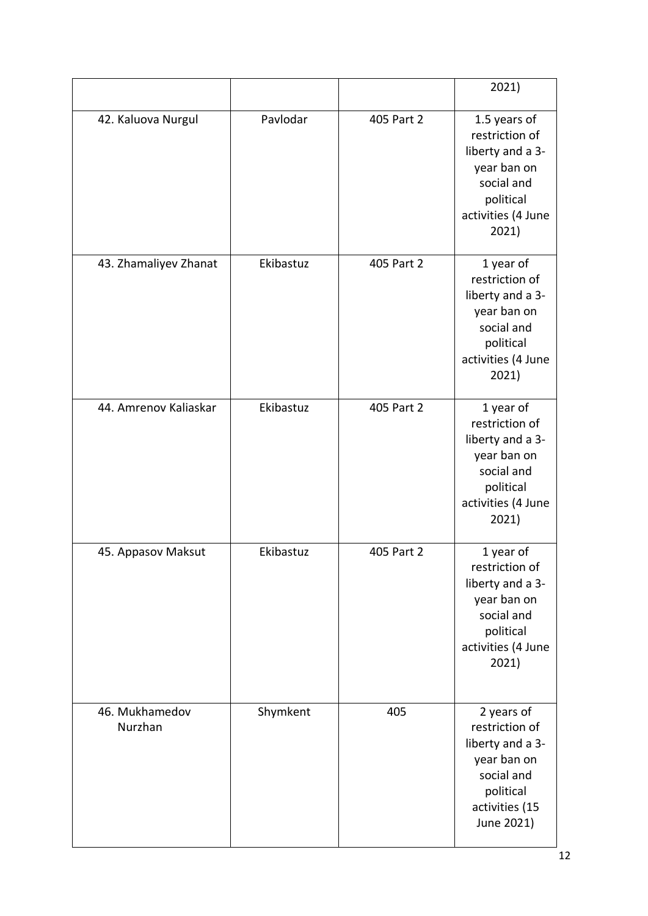| | | | |
|---|---|---|---|
| | | | 2021) |
| 42. Kaluova Nurgul | Pavlodar | 405 Part 2 | 1.5 years of restriction of liberty and a 3-year ban on social and political activities (4 June 2021) |
| 43. Zhamaliyev Zhanat | Ekibastuz | 405 Part 2 | 1 year of restriction of liberty and a 3-year ban on social and political activities (4 June 2021) |
| 44. Amrenov Kaliaskar | Ekibastuz | 405 Part 2 | 1 year of restriction of liberty and a 3-year ban on social and political activities (4 June 2021) |
| 45. Appasov Maksut | Ekibastuz | 405 Part 2 | 1 year of restriction of liberty and a 3-year ban on social and political activities (4 June 2021) |
| 46. Mukhamedov Nurzhan | Shymkent | 405 | 2 years of restriction of liberty and a 3-year ban on social and political activities (15 June 2021) |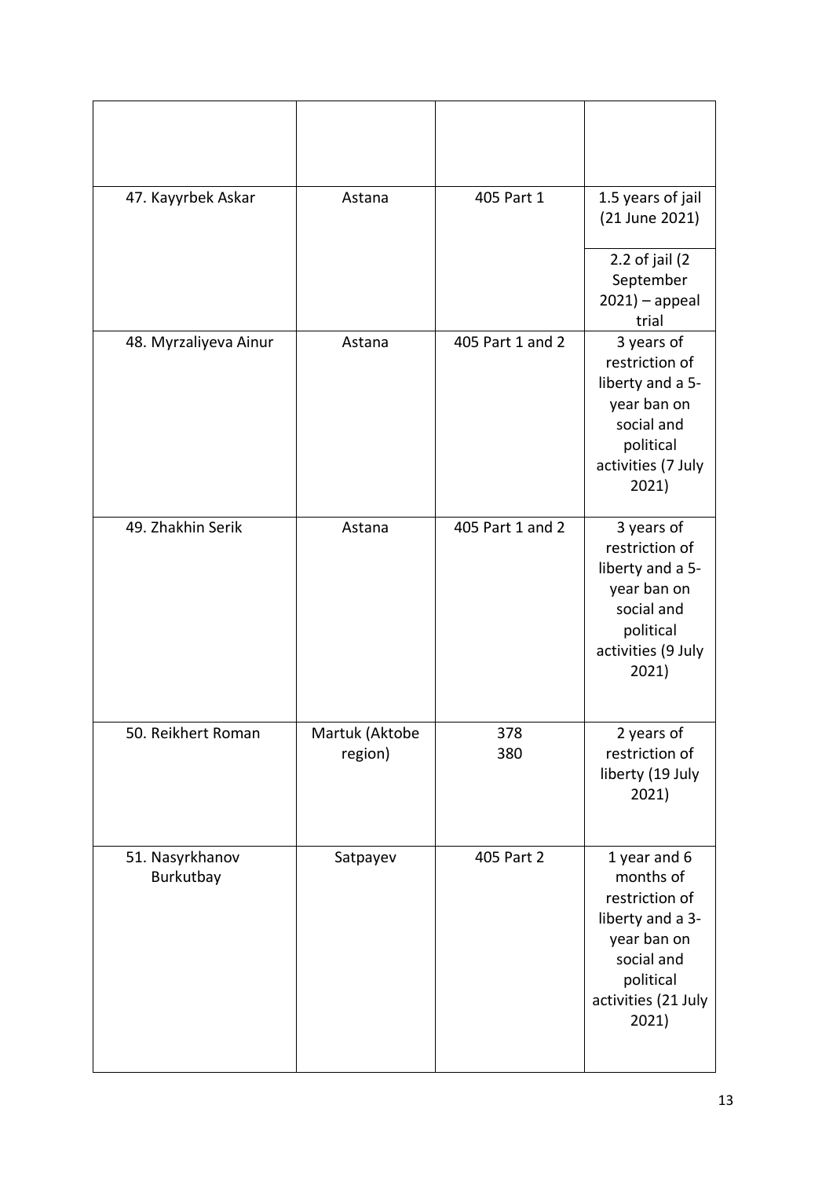| | | | |
|---|---|---|---|
| 47. Kayyrbek Askar | Astana | 405 Part 1 | 1.5 years of jail (21 June 2021)<br><br>2.2 of jail (2 September 2021) – appeal trial |
| 48. Myrzaliyeva Ainur | Astana | 405 Part 1 and 2 | 3 years of restriction of liberty and a 5-year ban on social and political activities (7 July 2021) |
| 49. Zhakhin Serik | Astana | 405 Part 1 and 2 | 3 years of restriction of liberty and a 5-year ban on social and political activities (9 July 2021) |
| 50. Reikhert Roman | Martuk (Aktobe region) | 378<br>380 | 2 years of restriction of liberty (19 July 2021) |
| 51. Nasyrkhanov Burkutbay | Satpayev | 405 Part 2 | 1 year and 6 months of restriction of liberty and a 3-year ban on social and political activities (21 July 2021) |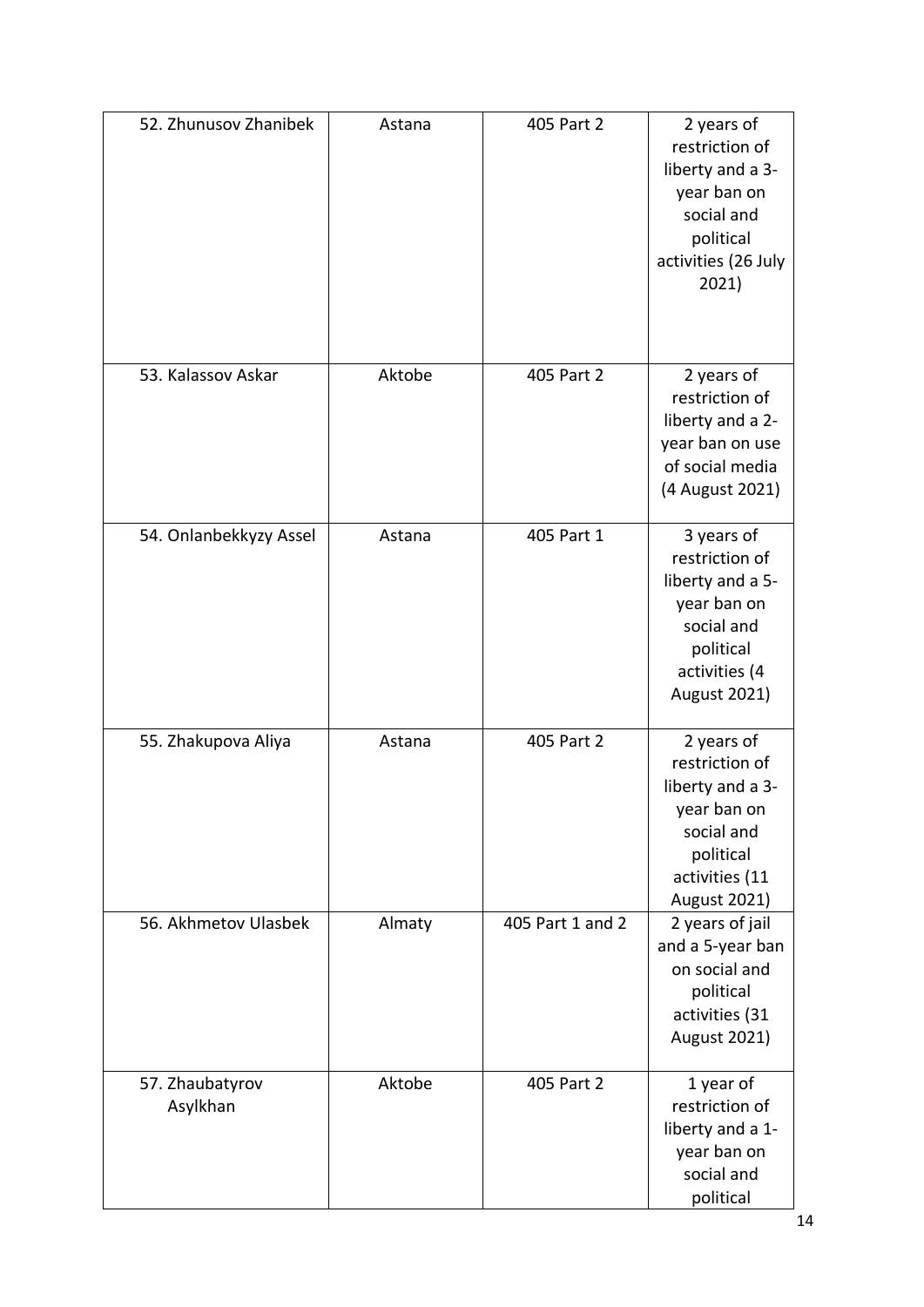| 52. Zhunusov Zhanibek | Astana | 405 Part 2 | 2 years of restriction of liberty and a 3-year ban on social and political activities (26 July 2021) |
|---|---|---|---|
| 53. Kalassov Askar | Aktobe | 405 Part 2 | 2 years of restriction of liberty and a 2-year ban on use of social media (4 August 2021) |
| 54. Onlanbekkyzy Assel | Astana | 405 Part 1 | 3 years of restriction of liberty and a 5-year ban on social and political activities (4 August 2021) |
| 55. Zhakupova Aliya | Astana | 405 Part 2 | 2 years of restriction of liberty and a 3-year ban on social and political activities (11 August 2021) |
| 56. Akhmetov Ulasbek | Almaty | 405 Part 1 and 2 | 2 years of jail and a 5-year ban on social and political activities (31 August 2021) |
| 57. Zhaubatyrov Asylkhan | Aktobe | 405 Part 2 | 1 year of restriction of liberty and a 1-year ban on social and political |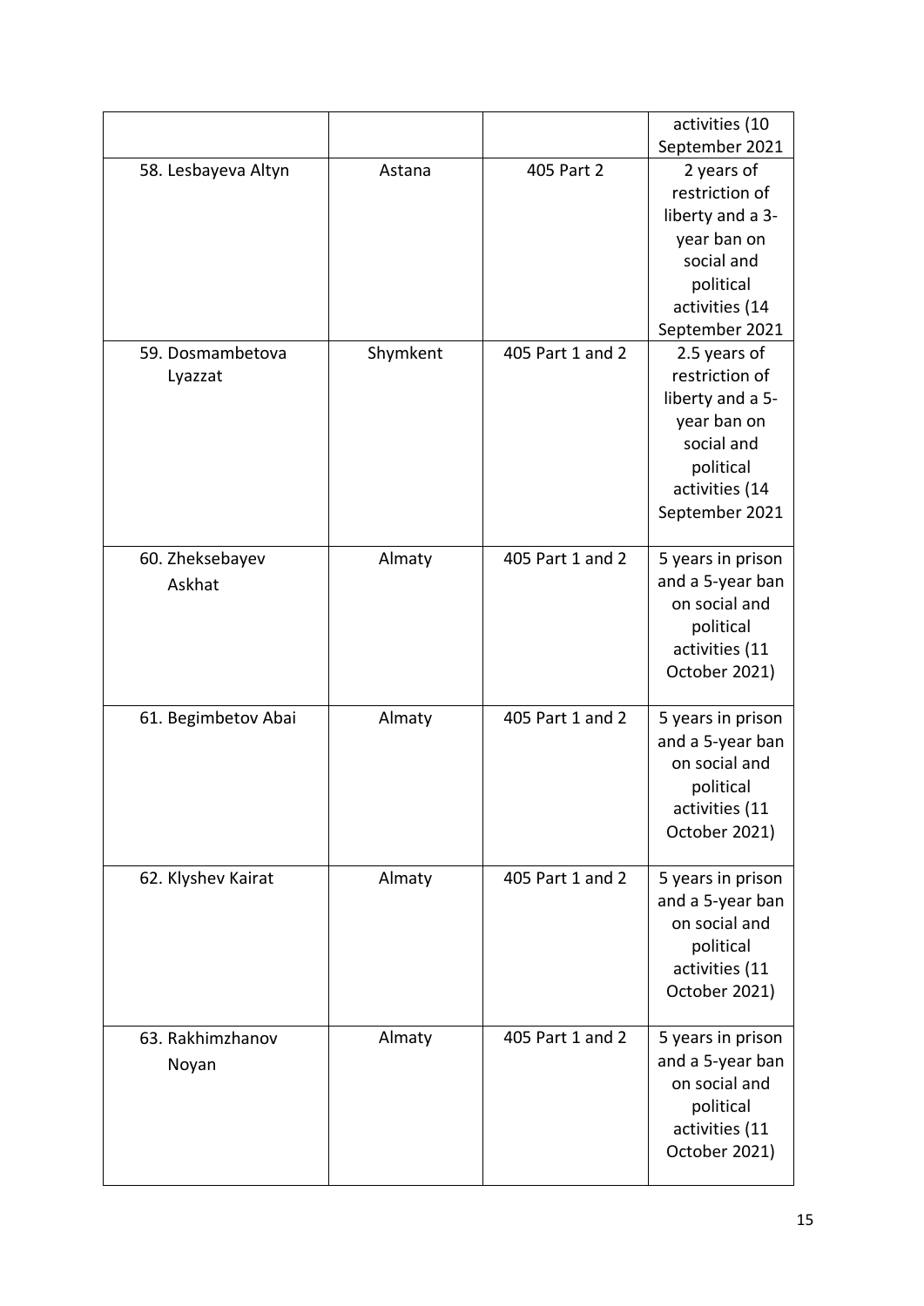| | | | activities (10 September 2021 |
|---|---|---|---|
| 58. Lesbayeva Altyn | Astana | 405 Part 2 | 2 years of restriction of liberty and a 3-year ban on social and political activities (14 September 2021 |
| 59. Dosmambetova Lyazzat | Shymkent | 405 Part 1 and 2 | 2.5 years of restriction of liberty and a 5-year ban on social and political activities (14 September 2021 |
| 60. Zheksebayev Askhat | Almaty | 405 Part 1 and 2 | 5 years in prison and a 5-year ban on social and political activities (11 October 2021) |
| 61. Begimbetov Abai | Almaty | 405 Part 1 and 2 | 5 years in prison and a 5-year ban on social and political activities (11 October 2021) |
| 62. Klyshev Kairat | Almaty | 405 Part 1 and 2 | 5 years in prison and a 5-year ban on social and political activities (11 October 2021) |
| 63. Rakhimzhanov Noyan | Almaty | 405 Part 1 and 2 | 5 years in prison and a 5-year ban on social and political activities (11 October 2021) |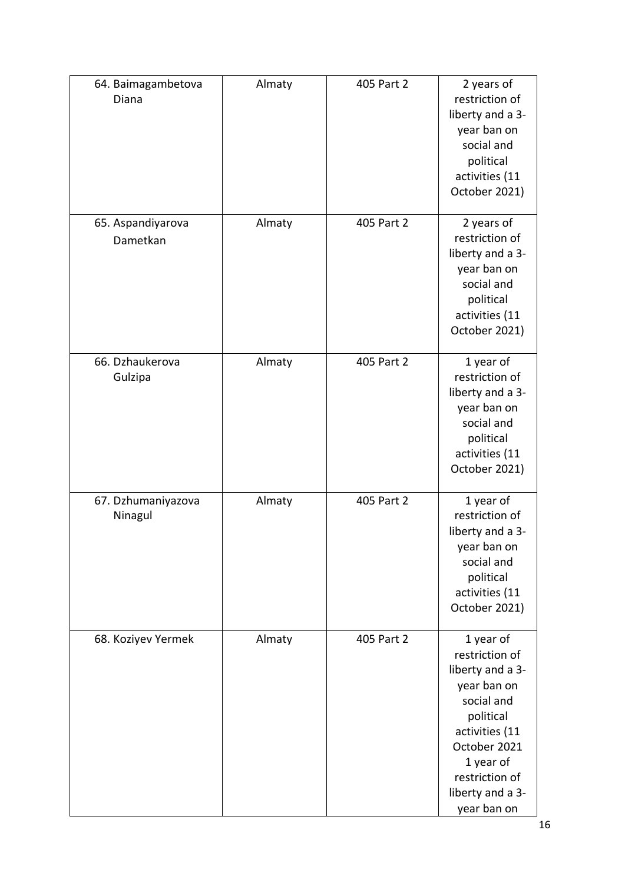| | | | |
|---|---|---|---|
| 64. Baimagambetova Diana | Almaty | 405 Part 2 | 2 years of restriction of liberty and a 3-year ban on social and political activities (11 October 2021) |
| 65. Aspandiyarova Dametkan | Almaty | 405 Part 2 | 2 years of restriction of liberty and a 3-year ban on social and political activities (11 October 2021) |
| 66. Dzhaukerova Gulzipa | Almaty | 405 Part 2 | 1 year of restriction of liberty and a 3-year ban on social and political activities (11 October 2021) |
| 67. Dzhumaniyazova Ninagul | Almaty | 405 Part 2 | 1 year of restriction of liberty and a 3-year ban on social and political activities (11 October 2021) |
| 68. Koziyev Yermek | Almaty | 405 Part 2 | 1 year of restriction of liberty and a 3-year ban on social and political activities (11 October 2021 1 year of restriction of liberty and a 3-year ban on |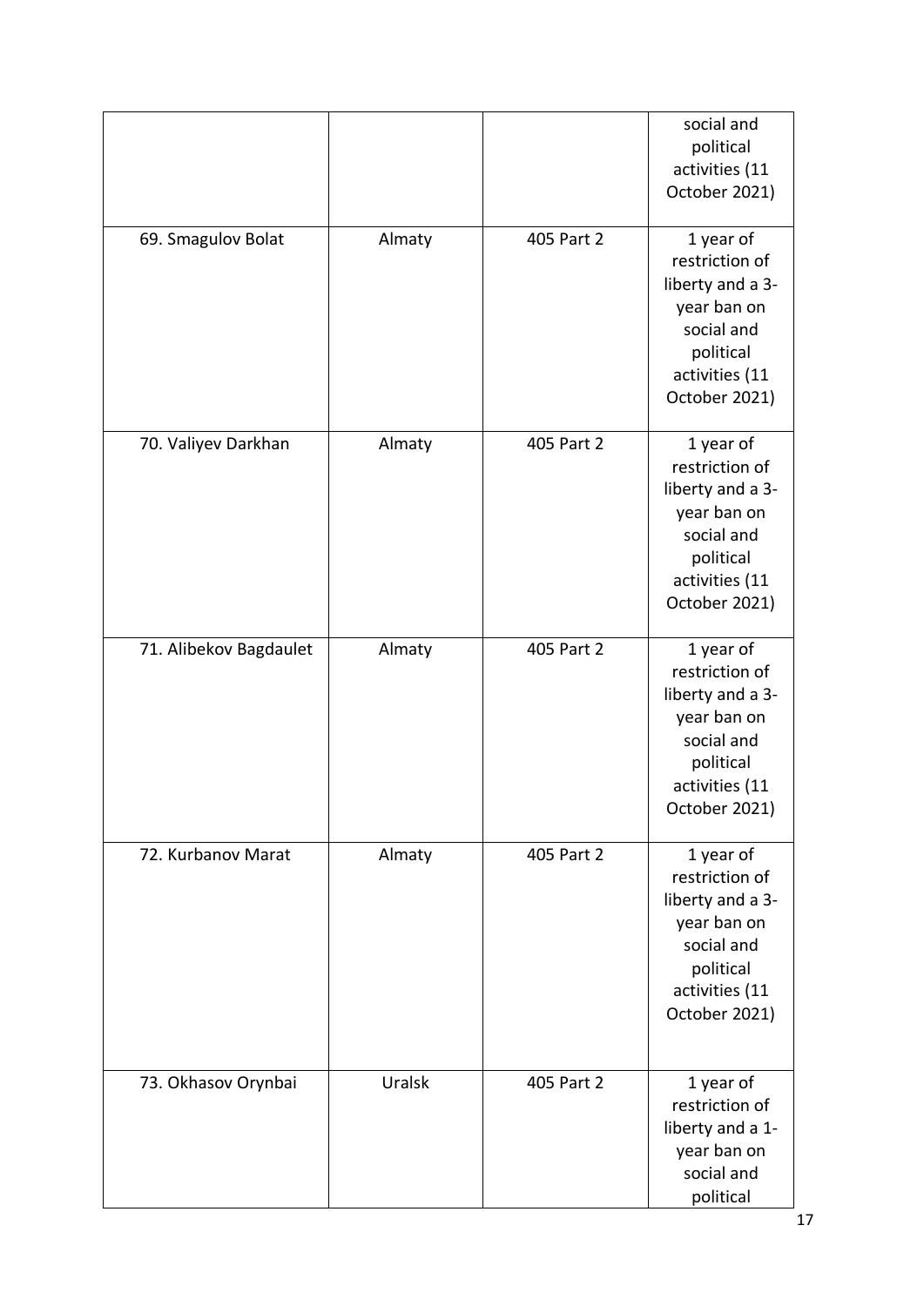| | | | |
|---|---|---|---|
| | | | social and political activities (11 October 2021) |
| 69. Smagulov Bolat | Almaty | 405 Part 2 | 1 year of restriction of liberty and a 3-year ban on social and political activities (11 October 2021) |
| 70. Valiyev Darkhan | Almaty | 405 Part 2 | 1 year of restriction of liberty and a 3-year ban on social and political activities (11 October 2021) |
| 71. Alibekov Bagdaulet | Almaty | 405 Part 2 | 1 year of restriction of liberty and a 3-year ban on social and political activities (11 October 2021) |
| 72. Kurbanov Marat | Almaty | 405 Part 2 | 1 year of restriction of liberty and a 3-year ban on social and political activities (11 October 2021) |
| 73. Okhasov Orynbai | Uralsk | 405 Part 2 | 1 year of restriction of liberty and a 1-year ban on social and political |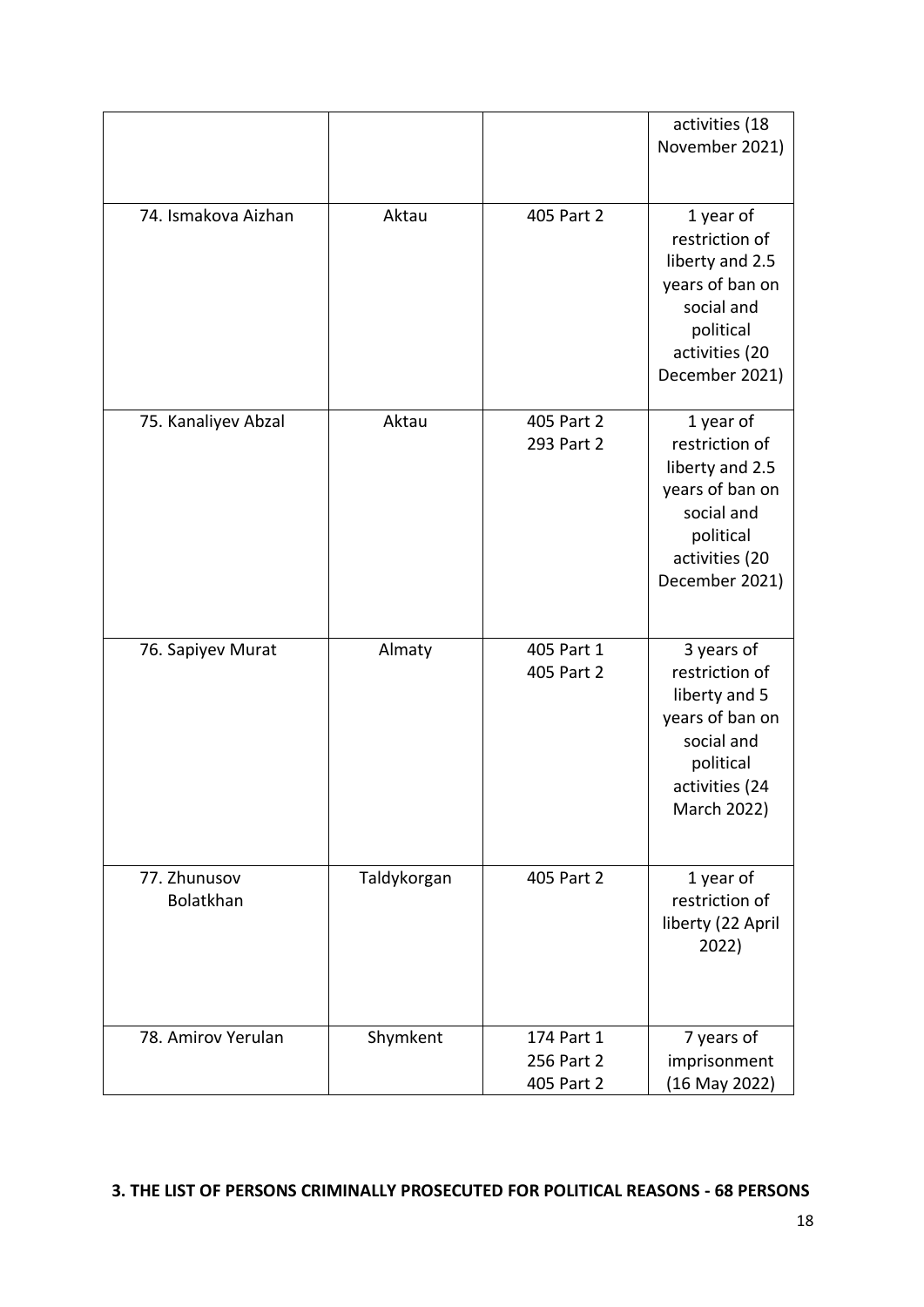|  |  |  |  |
| --- | --- | --- | --- |
|  |  |  | activities (18 November 2021) |
| 74. Ismakova Aizhan | Aktau | 405 Part 2 | 1 year of restriction of liberty and 2.5 years of ban on social and political activities (20 December 2021) |
| 75. Kanaliyev Abzal | Aktau | 405 Part 2<br>293 Part 2 | 1 year of restriction of liberty and 2.5 years of ban on social and political activities (20 December 2021) |
| 76. Sapiyev Murat | Almaty | 405 Part 1<br>405 Part 2 | 3 years of restriction of liberty and 5 years of ban on social and political activities (24 March 2022) |
| 77. Zhunusov Bolatkhan | Taldykorgan | 405 Part 2 | 1 year of restriction of liberty (22 April 2022) |
| 78. Amirov Yerulan | Shymkent | 174 Part 1<br>256 Part 2<br>405 Part 2 | 7 years of imprisonment (16 May 2022) |

**3. THE LIST OF PERSONS CRIMINALLY PROSECUTED FOR POLITICAL REASONS - 68 PERSONS**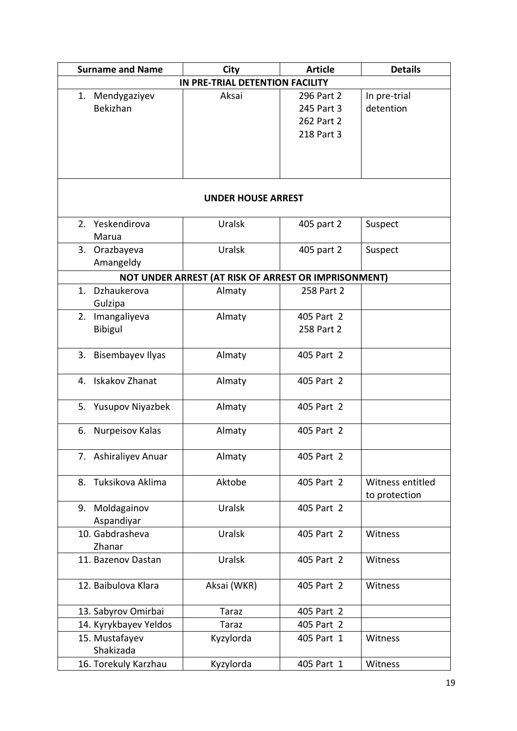| Surname and Name | City | Article | Details |
|---|---|---|---|
| **IN PRE-TRIAL DETENTION FACILITY** | | | |
| 1. Mendygaziyev Bekizhan | Aksai | 296 Part 2<br>245 Part 3<br>262 Part 2<br>218 Part 3 | In pre-trial detention |
| **UNDER HOUSE ARREST** | | | |
| 2. Yeskendirova Marua | Uralsk | 405 part 2 | Suspect |
| 3. Orazbayeva Amangeldy | Uralsk | 405 part 2 | Suspect |
| **NOT UNDER ARREST (AT RISK OF ARREST OR IMPRISONMENT)** | | | |
| 1. Dzhaukerova Gulzipa | Almaty | 258 Part 2 | |
| 2. Imangaliyeva Bibigul | Almaty | 405 Part 2<br>258 Part 2 | |
| 3. Bisembayev Ilyas | Almaty | 405 Part 2 | |
| 4. Iskakov Zhanat | Almaty | 405 Part 2 | |
| 5. Yusupov Niyazbek | Almaty | 405 Part 2 | |
| 6. Nurpeisov Kalas | Almaty | 405 Part 2 | |
| 7. Ashiraliyev Anuar | Almaty | 405 Part 2 | |
| 8. Tuksikova Aklima | Aktobe | 405 Part 2 | Witness entitled to protection |
| 9. Moldagainov Aspandiyar | Uralsk | 405 Part 2 | |
| 10. Gabdrasheva Zhanar | Uralsk | 405 Part 2 | Witness |
| 11. Bazenov Dastan | Uralsk | 405 Part 2 | Witness |
| 12. Baibulova Klara | Aksai (WKR) | 405 Part 2 | Witness |
| 13. Sabyrov Omirbai | Taraz | 405 Part 2 | |
| 14. Kyrykbayev Yeldos | Taraz | 405 Part 2 | |
| 15. Mustafayev Shakizada | Kyzylorda | 405 Part 1 | Witness |
| 16. Torekuly Karzhau | Kyzylorda | 405 Part 1 | Witness |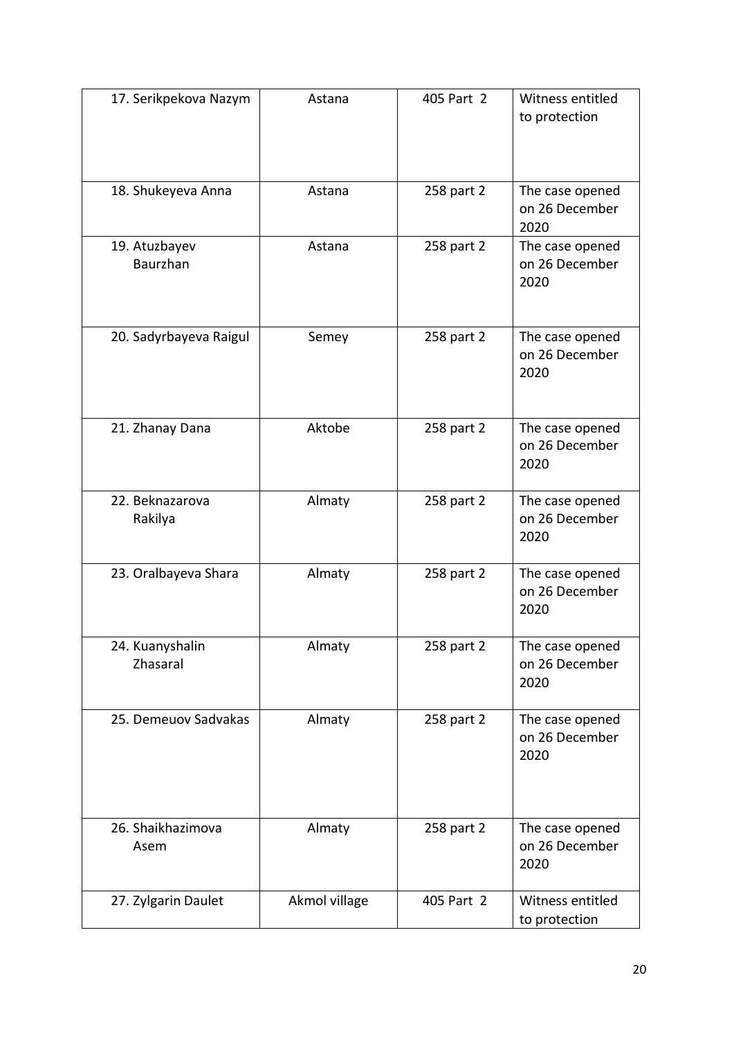| 17. Serikpekova Nazym | Astana | 405 Part 2 | Witness entitled to protection |
|---|---|---|---|
| 18. Shukeyeva Anna | Astana | 258 part 2 | The case opened on 26 December 2020 |
| 19. Atuzbayev Baurzhan | Astana | 258 part 2 | The case opened on 26 December 2020 |
| 20. Sadyrbayeva Raigul | Semey | 258 part 2 | The case opened on 26 December 2020 |
| 21. Zhanay Dana | Aktobe | 258 part 2 | The case opened on 26 December 2020 |
| 22. Beknazarova Rakilya | Almaty | 258 part 2 | The case opened on 26 December 2020 |
| 23. Oralbayeva Shara | Almaty | 258 part 2 | The case opened on 26 December 2020 |
| 24. Kuanyshalin Zhasaral | Almaty | 258 part 2 | The case opened on 26 December 2020 |
| 25. Demeuov Sadvakas | Almaty | 258 part 2 | The case opened on 26 December 2020 |
| 26. Shaikhazimova Asem | Almaty | 258 part 2 | The case opened on 26 December 2020 |
| 27. Zylgarin Daulet | Akmol village | 405 Part 2 | Witness entitled to protection |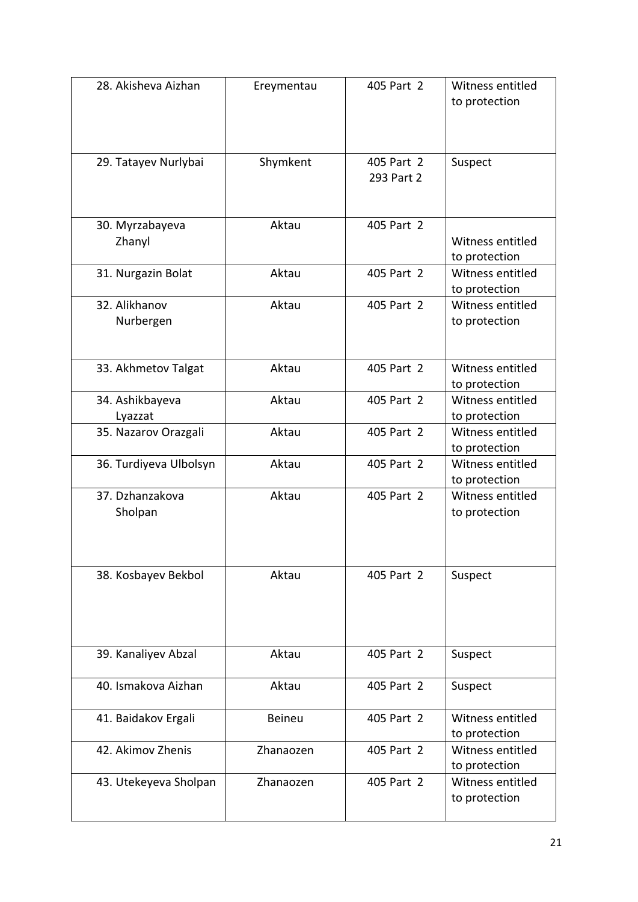| 28. Akisheva Aizhan | Ereymentau | 405 Part 2 | Witness entitled to protection |
|---|---|---|---|
| 29. Tatayev Nurlybai | Shymkent | 405 Part 2<br>293 Part 2 | Suspect |
| 30. Myrzabayeva Zhanyl | Aktau | 405 Part 2 | Witness entitled to protection |
| 31. Nurgazin Bolat | Aktau | 405 Part 2 | Witness entitled to protection |
| 32. Alikhanov Nurbergen | Aktau | 405 Part 2 | Witness entitled to protection |
| 33. Akhmetov Talgat | Aktau | 405 Part 2 | Witness entitled to protection |
| 34. Ashikbayeva Lyazzat | Aktau | 405 Part 2 | Witness entitled to protection |
| 35. Nazarov Orazgali | Aktau | 405 Part 2 | Witness entitled to protection |
| 36. Turdiyeva Ulbolsyn | Aktau | 405 Part 2 | Witness entitled to protection |
| 37. Dzhanzakova Sholpan | Aktau | 405 Part 2 | Witness entitled to protection |
| 38. Kosbayev Bekbol | Aktau | 405 Part 2 | Suspect |
| 39. Kanaliyev Abzal | Aktau | 405 Part 2 | Suspect |
| 40. Ismakova Aizhan | Aktau | 405 Part 2 | Suspect |
| 41. Baidakov Ergali | Beineu | 405 Part 2 | Witness entitled to protection |
| 42. Akimov Zhenis | Zhanaozen | 405 Part 2 | Witness entitled to protection |
| 43. Utekeyeva Sholpan | Zhanaozen | 405 Part 2 | Witness entitled to protection |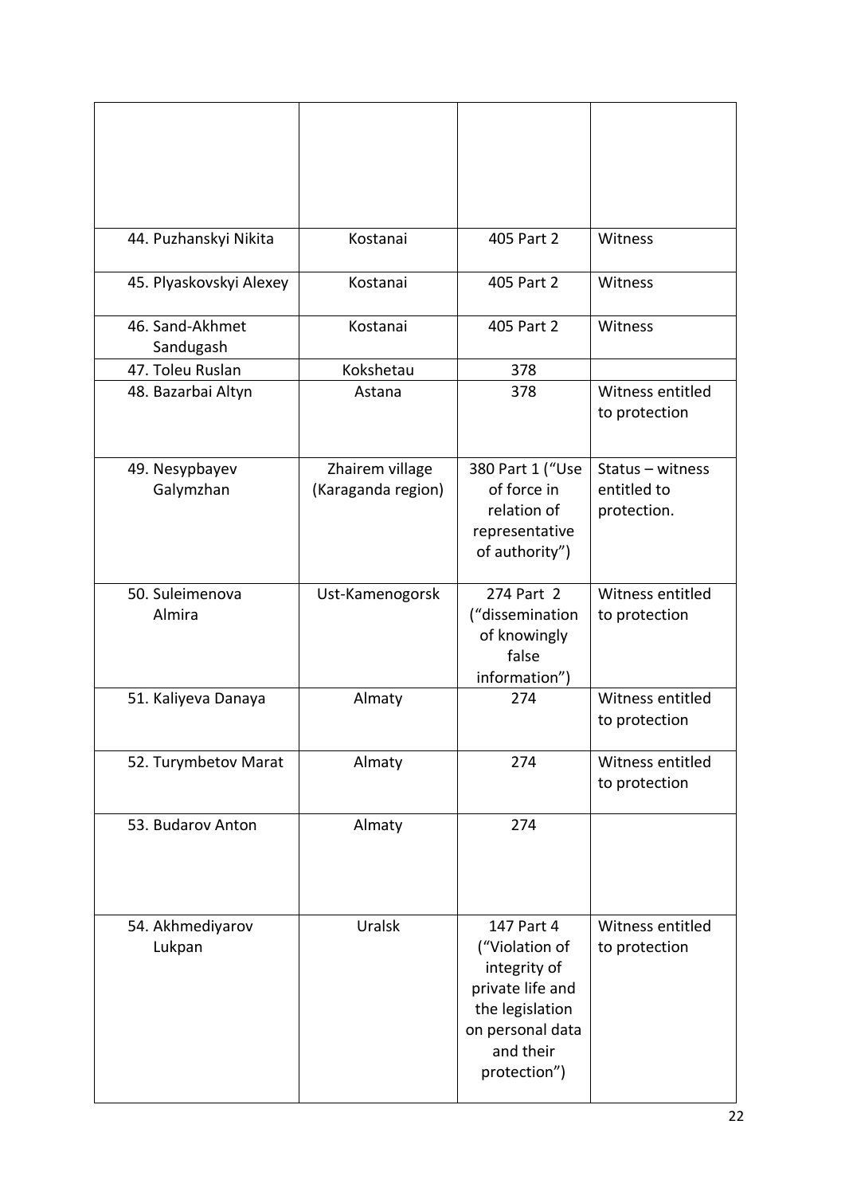| | | | |
|---|---|---|---|
| 44. Puzhanskyi Nikita | Kostanai | 405 Part 2 | Witness |
| 45. Plyaskovskyi Alexey | Kostanai | 405 Part 2 | Witness |
| 46. Sand-Akhmet Sandugash | Kostanai | 405 Part 2 | Witness |
| 47. Toleu Ruslan | Kokshetau | 378 | |
| 48. Bazarbai Altyn | Astana | 378 | Witness entitled to protection |
| 49. Nesypbayev Galymzhan | Zhairem village (Karaganda region) | 380 Part 1 ("Use of force in relation of representative of authority") | Status – witness entitled to protection. |
| 50. Suleimenova Almira | Ust-Kamenogorsk | 274 Part 2 ("dissemination of knowingly false information") | Witness entitled to protection |
| 51. Kaliyeva Danaya | Almaty | 274 | Witness entitled to protection |
| 52. Turymbetov Marat | Almaty | 274 | Witness entitled to protection |
| 53. Budarov Anton | Almaty | 274 | |
| 54. Akhmediyarov Lukpan | Uralsk | 147 Part 4 ("Violation of integrity of private life and the legislation on personal data and their protection") | Witness entitled to protection |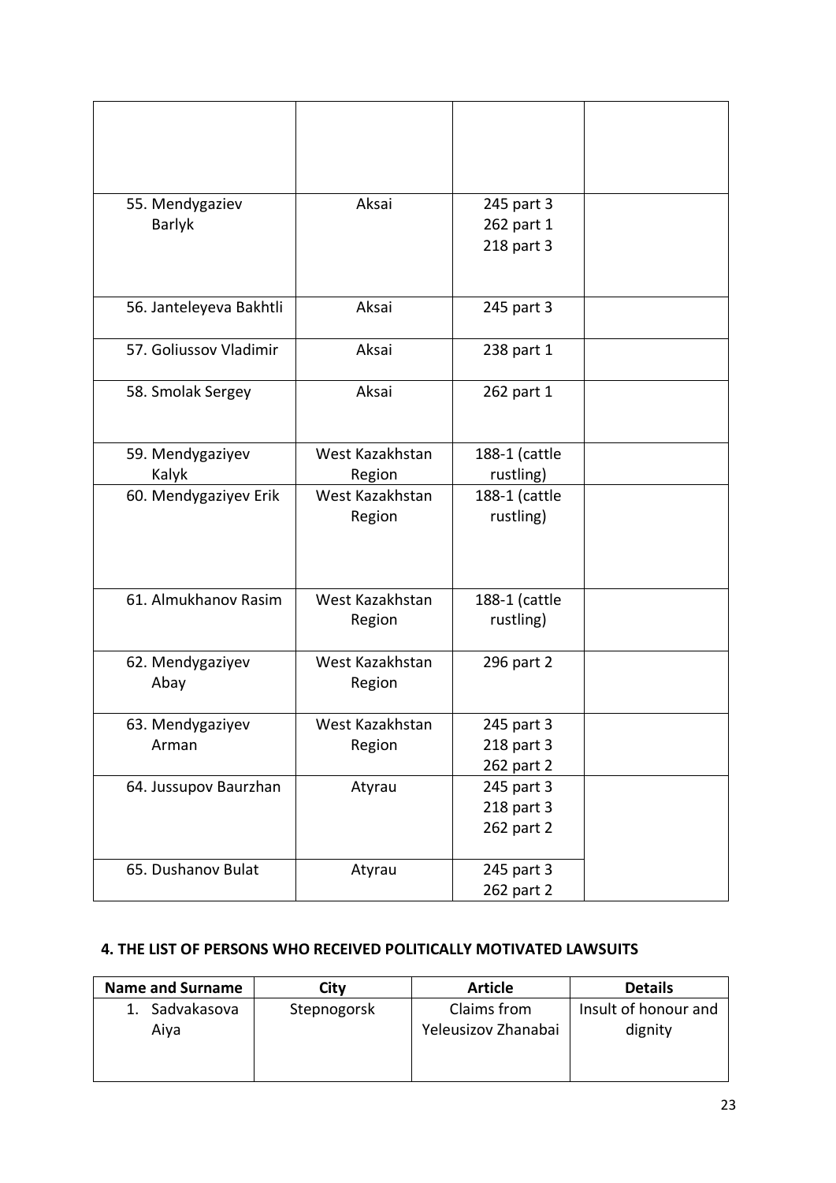| | | | |
|---|---|---|---|
| | | | |
| 55. Mendygaziev Barlyk | Aksai | 245 part 3<br>262 part 1<br>218 part 3 | |
| 56. Janteleyeva Bakhtli | Aksai | 245 part 3 | |
| 57. Goliussov Vladimir | Aksai | 238 part 1 | |
| 58. Smolak Sergey | Aksai | 262 part 1 | |
| 59. Mendygaziyev Kalyk | West Kazakhstan Region | 188-1 (cattle rustling) | |
| 60. Mendygaziyev Erik | West Kazakhstan Region | 188-1 (cattle rustling) | |
| 61. Almukhanov Rasim | West Kazakhstan Region | 188-1 (cattle rustling) | |
| 62. Mendygaziyev Abay | West Kazakhstan Region | 296 part 2 | |
| 63. Mendygaziyev Arman | West Kazakhstan Region | 245 part 3<br>218 part 3<br>262 part 2 | |
| 64. Jussupov Baurzhan | Atyrau | 245 part 3<br>218 part 3<br>262 part 2 | |
| 65. Dushanov Bulat | Atyrau | 245 part 3<br>262 part 2 | |

#### 4. THE LIST OF PERSONS WHO RECEIVED POLITICALLY MOTIVATED LAWSUITS

| Name and Surname | City | Article | Details |
|---|---|---|---|
| 1. Sadvakasova Aiya | Stepnogorsk | Claims from Yeleusizov Zhanabai | Insult of honour and dignity |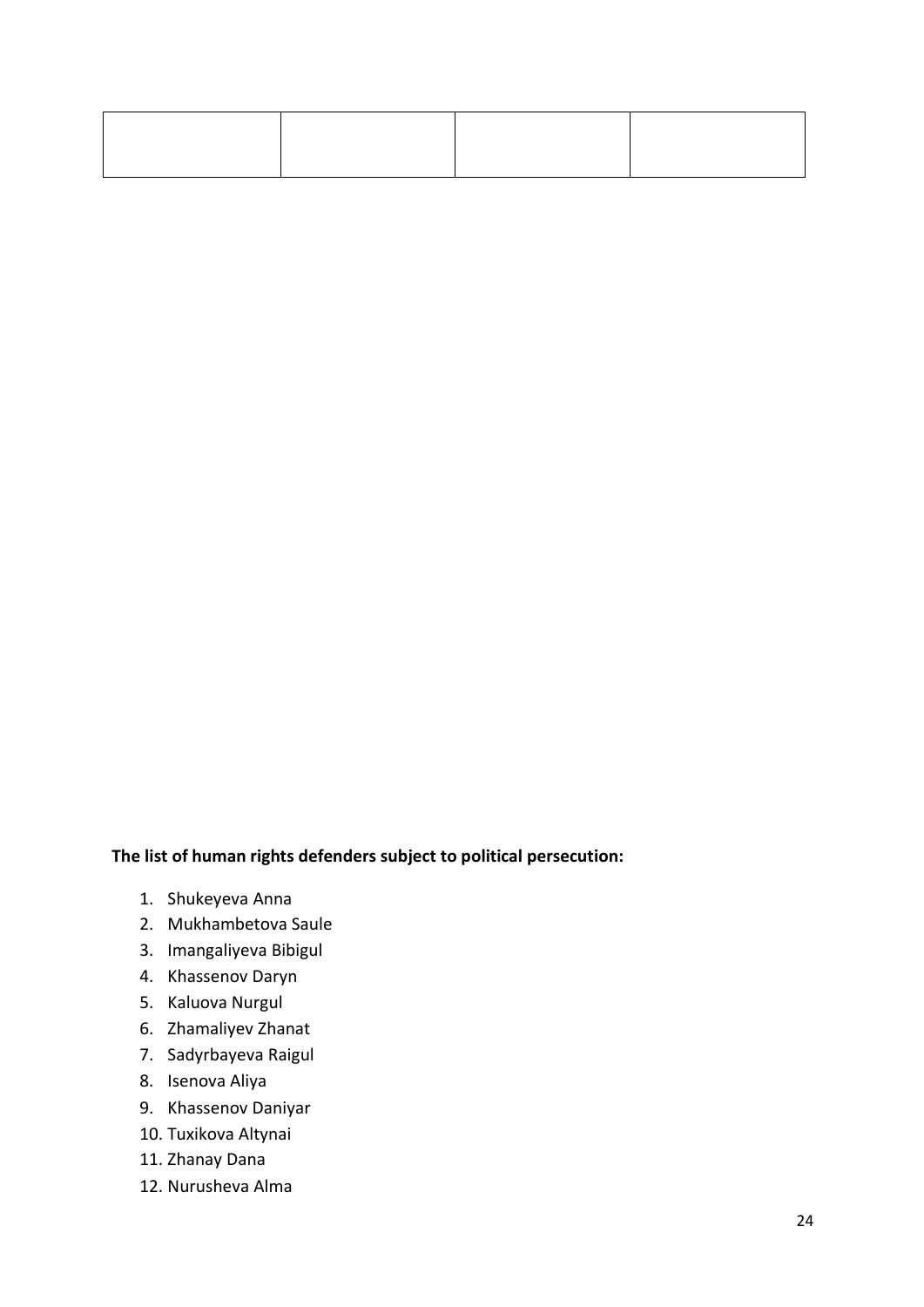|  |  |  |  |
|---|---|---|---|
|  |  |  |  |

**The list of human rights defenders subject to political persecution:**

1. Shukeyeva Anna
2. Mukhambetova Saule
3. Imangaliyeva Bibigul
4. Khassenov Daryn
5. Kaluova Nurgul
6. Zhamaliyev Zhanat
7. Sadyrbayeva Raigul
8. Isenova Aliya
9. Khassenov Daniyar
10. Tuxikova Altynai
11. Zhanay Dana
12. Nurusheva Alma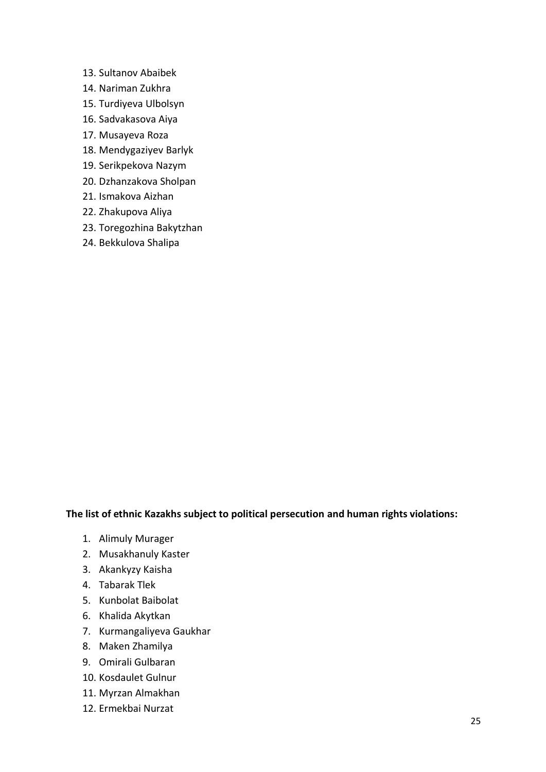13. Sultanov Abaibek
14. Nariman Zukhra
15. Turdiyeva Ulbolsyn
16. Sadvakasova Aiya
17. Musayeva Roza
18. Mendygaziyev Barlyk
19. Serikpekova Nazym
20. Dzhanzakova Sholpan
21. Ismakova Aizhan
22. Zhakupova Aliya
23. Toregozhina Bakytzhan
24. Bekkulova Shalipa

**The list of ethnic Kazakhs subject to political persecution and human rights violations:**

1. Alimuly Murager
2. Musakhanuly Kaster
3. Akankyzy Kaisha
4. Tabarak Tlek
5. Kunbolat Baibolat
6. Khalida Akytkan
7. Kurmangaliyeva Gaukhar
8. Maken Zhamilya
9. Omirali Gulbaran
10. Kosdaulet Gulnur
11. Myrzan Almakhan
12. Ermekbai Nurzat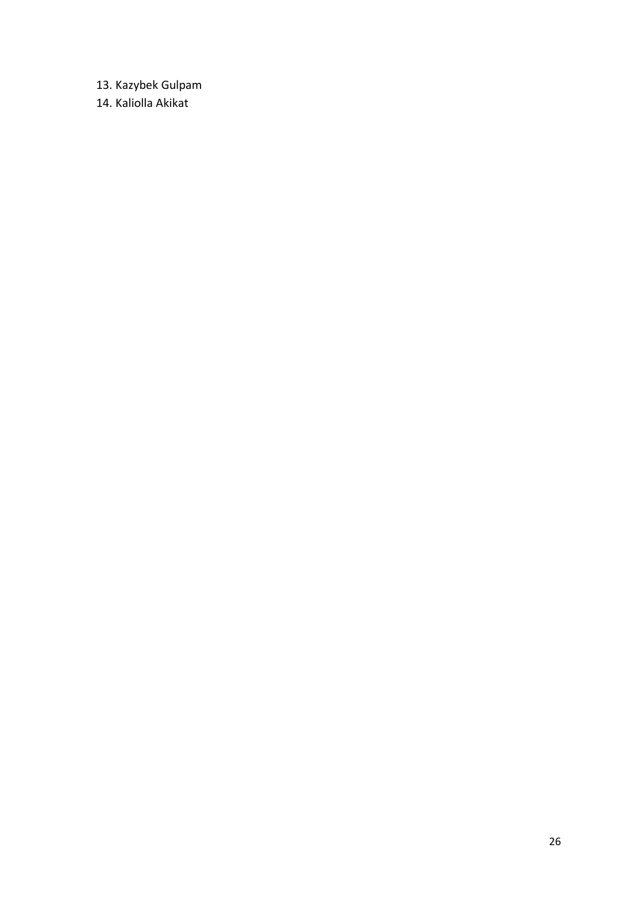13. Kazybek Gulpam
14. Kaliolla Akikat